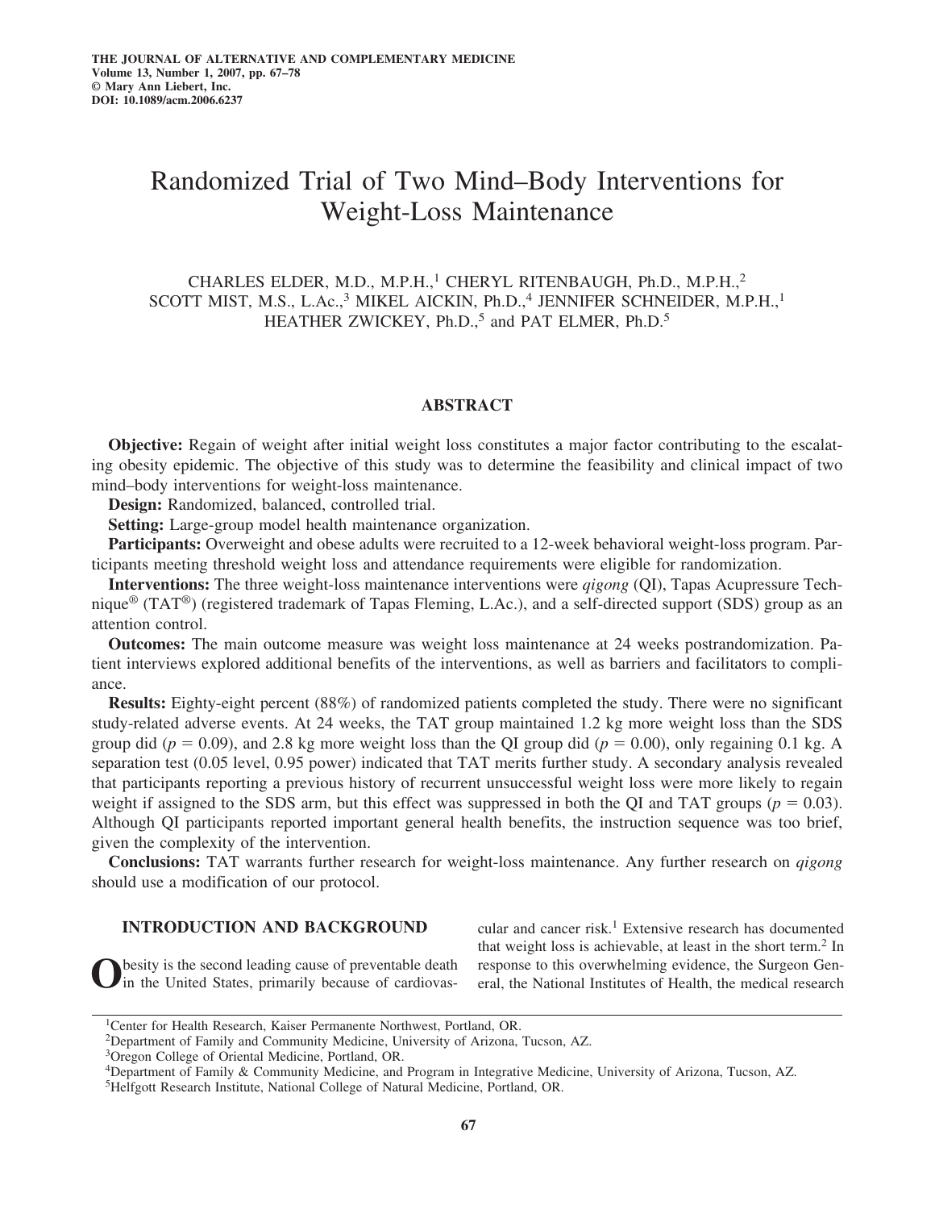# Randomized Trial of Two Mind–Body Interventions for Weight-Loss Maintenance

CHARLES ELDER, M.D., M.P.H.,[1] CHERYL RITENBAUGH, Ph.D., M.P.H.,[2] SCOTT MIST, M.S., L.Ac.,[3] MIKEL AICKIN, Ph.D.,[4] JENNIFER SCHNEIDER, M.P.H.,[1] HEATHER ZWICKEY, Ph.D.,[5] and PAT ELMER, Ph.D.[5]

## ABSTRACT

**Objective:** Regain of weight after initial weight loss constitutes a major factor contributing to the escalating obesity epidemic. The objective of this study was to determine the feasibility and clinical impact of two mind–body interventions for weight-loss maintenance.

**Design:** Randomized, balanced, controlled trial.

**Setting:** Large-group model health maintenance organization.

**Participants:** Overweight and obese adults were recruited to a 12-week behavioral weight-loss program. Participants meeting threshold weight loss and attendance requirements were eligible for randomization.

**Interventions:** The three weight-loss maintenance interventions were *qigong* (QI), Tapas Acupressure Technique® (TAT®) (registered trademark of Tapas Fleming, L.Ac.), and a self-directed support (SDS) group as an attention control.

**Outcomes:** The main outcome measure was weight loss maintenance at 24 weeks postrandomization. Patient interviews explored additional benefits of the interventions, as well as barriers and facilitators to compliance.

**Results:** Eighty-eight percent (88%) of randomized patients completed the study. There were no significant study-related adverse events. At 24 weeks, the TAT group maintained 1.2 kg more weight loss than the SDS group did ($p = 0.09$), and 2.8 kg more weight loss than the QI group did ($p = 0.00$), only regaining 0.1 kg. A separation test (0.05 level, 0.95 power) indicated that TAT merits further study. A secondary analysis revealed that participants reporting a previous history of recurrent unsuccessful weight loss were more likely to regain weight if assigned to the SDS arm, but this effect was suppressed in both the QI and TAT groups ($p = 0.03$). Although QI participants reported important general health benefits, the instruction sequence was too brief, given the complexity of the intervention.

**Conclusions:** TAT warrants further research for weight-loss maintenance. Any further research on *qigong* should use a modification of our protocol.

## INTRODUCTION AND BACKGROUND

Obesity is the second leading cause of preventable death in the United States, primarily because of cardiovascular and cancer risk.[1] Extensive research has documented that weight loss is achievable, at least in the short term.[2] In response to this overwhelming evidence, the Surgeon General, the National Institutes of Health, the medical research

---

[1] Center for Health Research, Kaiser Permanente Northwest, Portland, OR.

[2] Department of Family and Community Medicine, University of Arizona, Tucson, AZ.

[3] Oregon College of Oriental Medicine, Portland, OR.

[4] Department of Family & Community Medicine, and Program in Integrative Medicine, University of Arizona, Tucson, AZ.

[5] Helfgott Research Institute, National College of Natural Medicine, Portland, OR.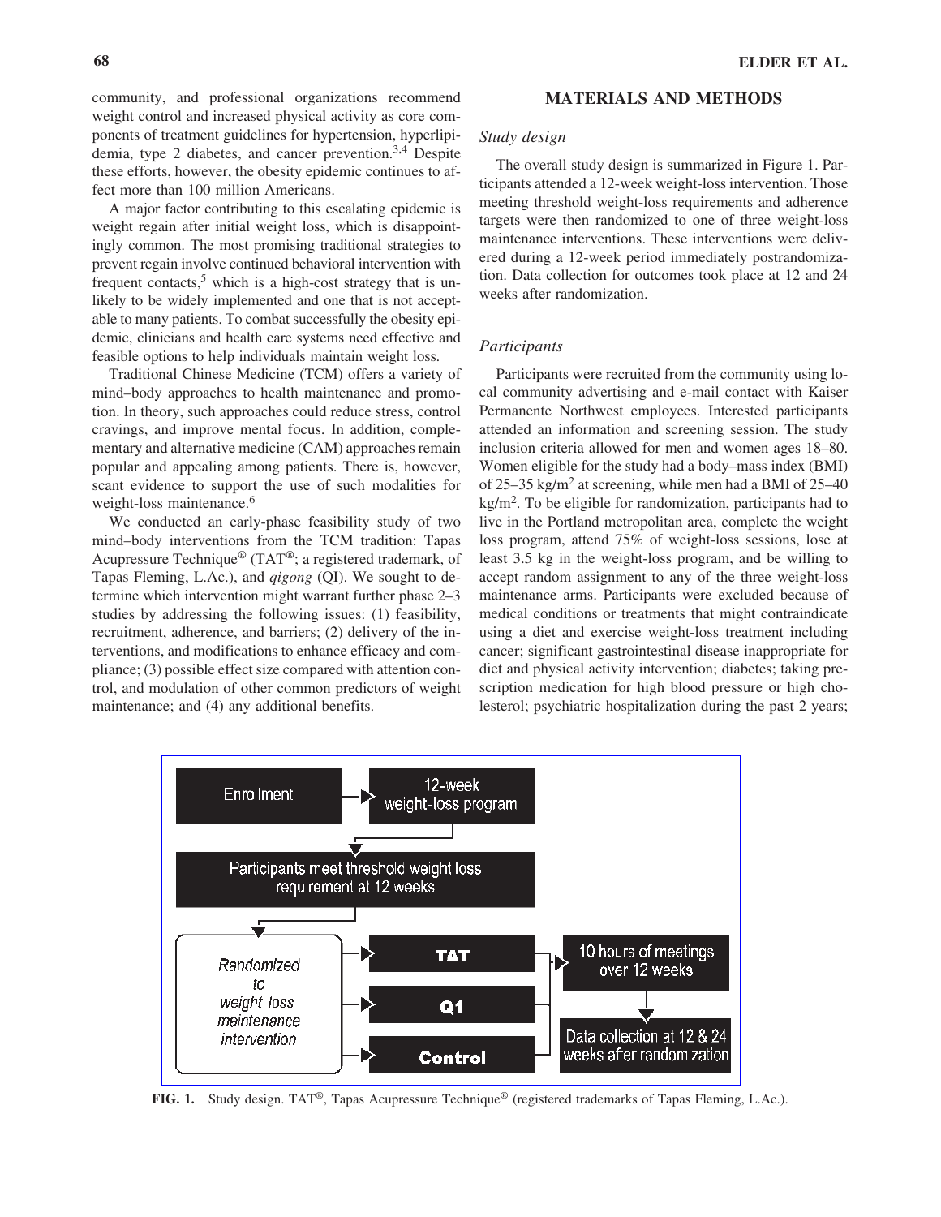community, and professional organizations recommend weight control and increased physical activity as core components of treatment guidelines for hypertension, hyperlipidemia, type 2 diabetes, and cancer prevention.[3,4] Despite these efforts, however, the obesity epidemic continues to affect more than 100 million Americans.

A major factor contributing to this escalating epidemic is weight regain after initial weight loss, which is disappointingly common. The most promising traditional strategies to prevent regain involve continued behavioral intervention with frequent contacts,[5] which is a high-cost strategy that is unlikely to be widely implemented and one that is not acceptable to many patients. To combat successfully the obesity epidemic, clinicians and health care systems need effective and feasible options to help individuals maintain weight loss.

Traditional Chinese Medicine (TCM) offers a variety of mind–body approaches to health maintenance and promotion. In theory, such approaches could reduce stress, control cravings, and improve mental focus. In addition, complementary and alternative medicine (CAM) approaches remain popular and appealing among patients. There is, however, scant evidence to support the use of such modalities for weight-loss maintenance.[6]

We conducted an early-phase feasibility study of two mind–body interventions from the TCM tradition: Tapas Acupressure Technique® (TAT®; a registered trademark, of Tapas Fleming, L.Ac.), and *qigong* (QI). We sought to determine which intervention might warrant further phase 2–3 studies by addressing the following issues: (1) feasibility, recruitment, adherence, and barriers; (2) delivery of the interventions, and modifications to enhance efficacy and compliance; (3) possible effect size compared with attention control, and modulation of other common predictors of weight maintenance; and (4) any additional benefits.

## MATERIALS AND METHODS

### Study design

The overall study design is summarized in Figure 1. Participants attended a 12-week weight-loss intervention. Those meeting threshold weight-loss requirements and adherence targets were then randomized to one of three weight-loss maintenance interventions. These interventions were delivered during a 12-week period immediately postrandomization. Data collection for outcomes took place at 12 and 24 weeks after randomization.

### Participants

Participants were recruited from the community using local community advertising and e-mail contact with Kaiser Permanente Northwest employees. Interested participants attended an information and screening session. The study inclusion criteria allowed for men and women ages 18–80. Women eligible for the study had a body–mass index (BMI) of 25–35 kg/m$^2$ at screening, while men had a BMI of 25–40 kg/m$^2$. To be eligible for randomization, participants had to live in the Portland metropolitan area, complete the weight loss program, attend 75% of weight-loss sessions, lose at least 3.5 kg in the weight-loss program, and be willing to accept random assignment to any of the three weight-loss maintenance arms. Participants were excluded because of medical conditions or treatments that might contraindicate using a diet and exercise weight-loss treatment including cancer; significant gastrointestinal disease inappropriate for diet and physical activity intervention; diabetes; taking prescription medication for high blood pressure or high cholesterol; psychiatric hospitalization during the past 2 years;

Enrollment → 12-week weight-loss program → Participants meet threshold weight loss requirement at 12 weeks → Randomized to weight-loss maintenance intervention → TAT / Q1 / Control → 10 hours of meetings over 12 weeks → Data collection at 12 & 24 weeks after randomization

**FIG. 1.** Study design. TAT®, Tapas Acupressure Technique® (registered trademarks of Tapas Fleming, L.Ac.).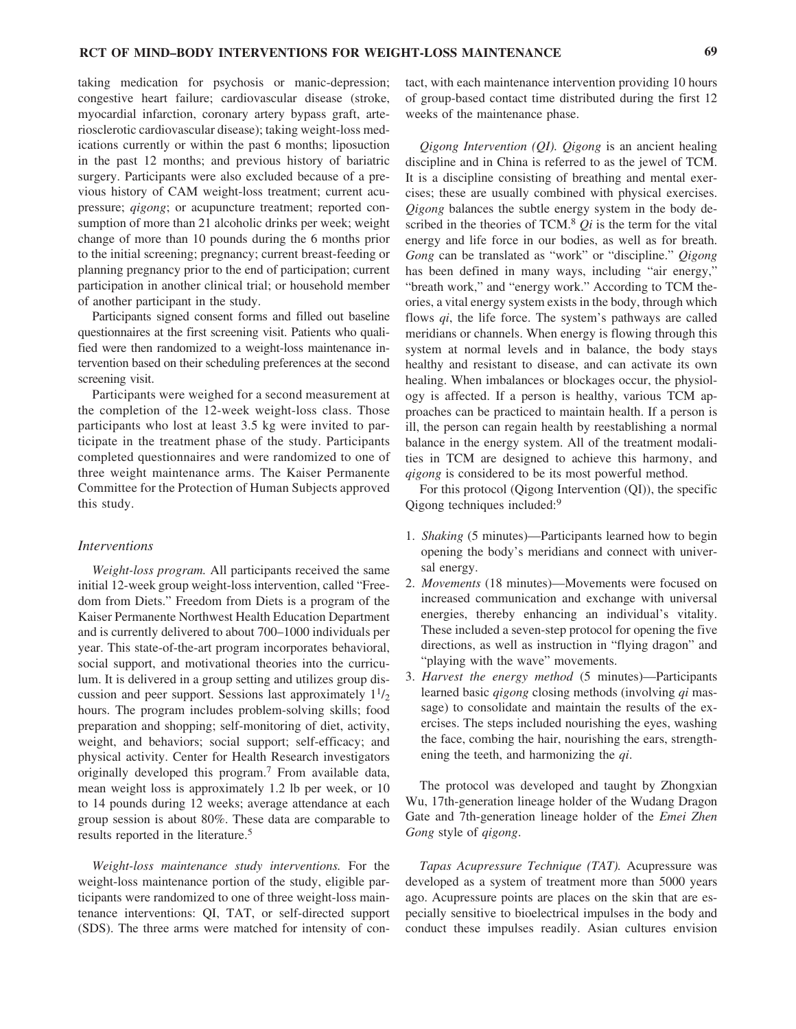taking medication for psychosis or manic-depression; congestive heart failure; cardiovascular disease (stroke, myocardial infarction, coronary artery bypass graft, arteriosclerotic cardiovascular disease); taking weight-loss medications currently or within the past 6 months; liposuction in the past 12 months; and previous history of bariatric surgery. Participants were also excluded because of a previous history of CAM weight-loss treatment; current acupressure; *qigong*; or acupuncture treatment; reported consumption of more than 21 alcoholic drinks per week; weight change of more than 10 pounds during the 6 months prior to the initial screening; pregnancy; current breast-feeding or planning pregnancy prior to the end of participation; current participation in another clinical trial; or household member of another participant in the study.

Participants signed consent forms and filled out baseline questionnaires at the first screening visit. Patients who qualified were then randomized to a weight-loss maintenance intervention based on their scheduling preferences at the second screening visit.

Participants were weighed for a second measurement at the completion of the 12-week weight-loss class. Those participants who lost at least 3.5 kg were invited to participate in the treatment phase of the study. Participants completed questionnaires and were randomized to one of three weight maintenance arms. The Kaiser Permanente Committee for the Protection of Human Subjects approved this study.

### Interventions

*Weight-loss program.* All participants received the same initial 12-week group weight-loss intervention, called "Freedom from Diets." Freedom from Diets is a program of the Kaiser Permanente Northwest Health Education Department and is currently delivered to about 700–1000 individuals per year. This state-of-the-art program incorporates behavioral, social support, and motivational theories into the curriculum. It is delivered in a group setting and utilizes group discussion and peer support. Sessions last approximately 1½ hours. The program includes problem-solving skills; food preparation and shopping; self-monitoring of diet, activity, weight, and behaviors; social support; self-efficacy; and physical activity. Center for Health Research investigators originally developed this program.[7] From available data, mean weight loss is approximately 1.2 lb per week, or 10 to 14 pounds during 12 weeks; average attendance at each group session is about 80%. These data are comparable to results reported in the literature.[5]

*Weight-loss maintenance study interventions.* For the weight-loss maintenance portion of the study, eligible participants were randomized to one of three weight-loss maintenance interventions: QI, TAT, or self-directed support (SDS). The three arms were matched for intensity of contact, with each maintenance intervention providing 10 hours of group-based contact time distributed during the first 12 weeks of the maintenance phase.

*Qigong Intervention (QI). Qigong* is an ancient healing discipline and in China is referred to as the jewel of TCM. It is a discipline consisting of breathing and mental exercises; these are usually combined with physical exercises. *Qigong* balances the subtle energy system in the body described in the theories of TCM.[8] *Qi* is the term for the vital energy and life force in our bodies, as well as for breath. *Gong* can be translated as "work" or "discipline." *Qigong* has been defined in many ways, including "air energy," "breath work," and "energy work." According to TCM theories, a vital energy system exists in the body, through which flows *qi*, the life force. The system's pathways are called meridians or channels. When energy is flowing through this system at normal levels and in balance, the body stays healthy and resistant to disease, and can activate its own healing. When imbalances or blockages occur, the physiology is affected. If a person is healthy, various TCM approaches can be practiced to maintain health. If a person is ill, the person can regain health by reestablishing a normal balance in the energy system. All of the treatment modalities in TCM are designed to achieve this harmony, and *qigong* is considered to be its most powerful method.

For this protocol (Qigong Intervention (QI)), the specific Qigong techniques included:[9]

1. *Shaking* (5 minutes)—Participants learned how to begin opening the body's meridians and connect with universal energy.
2. *Movements* (18 minutes)—Movements were focused on increased communication and exchange with universal energies, thereby enhancing an individual's vitality. These included a seven-step protocol for opening the five directions, as well as instruction in "flying dragon" and "playing with the wave" movements.
3. *Harvest the energy method* (5 minutes)—Participants learned basic *qigong* closing methods (involving *qi* massage) to consolidate and maintain the results of the exercises. The steps included nourishing the eyes, washing the face, combing the hair, nourishing the ears, strengthening the teeth, and harmonizing the *qi*.

The protocol was developed and taught by Zhongxian Wu, 17th-generation lineage holder of the Wudang Dragon Gate and 7th-generation lineage holder of the *Emei Zhen Gong* style of *qigong*.

*Tapas Acupressure Technique (TAT).* Acupressure was developed as a system of treatment more than 5000 years ago. Acupressure points are places on the skin that are especially sensitive to bioelectrical impulses in the body and conduct these impulses readily. Asian cultures envision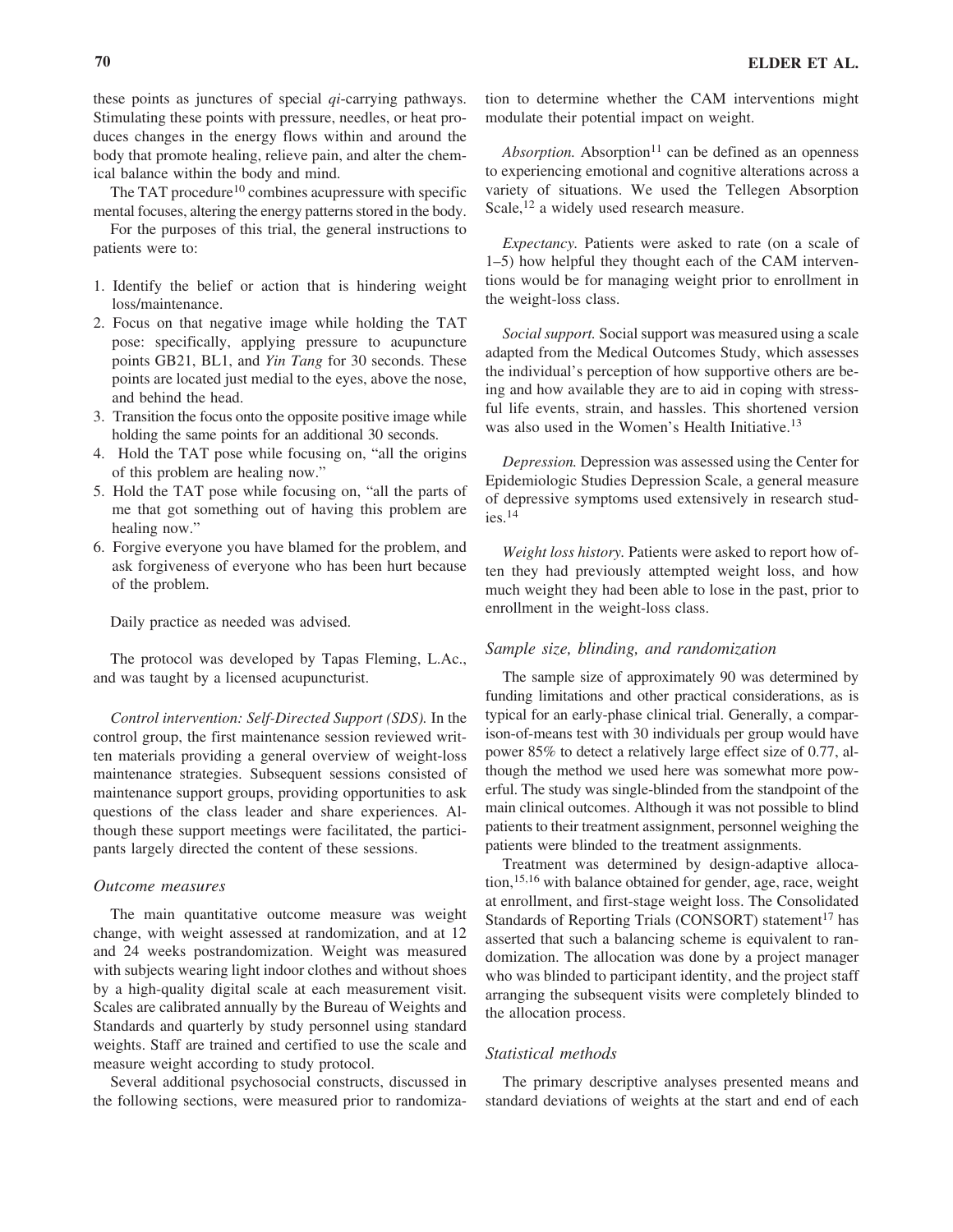these points as junctures of special *qi*-carrying pathways. Stimulating these points with pressure, needles, or heat produces changes in the energy flows within and around the body that promote healing, relieve pain, and alter the chemical balance within the body and mind.

The TAT procedure[10] combines acupressure with specific mental focuses, altering the energy patterns stored in the body.

For the purposes of this trial, the general instructions to patients were to:

1. Identify the belief or action that is hindering weight loss/maintenance.
2. Focus on that negative image while holding the TAT pose: specifically, applying pressure to acupuncture points GB21, BL1, and *Yin Tang* for 30 seconds. These points are located just medial to the eyes, above the nose, and behind the head.
3. Transition the focus onto the opposite positive image while holding the same points for an additional 30 seconds.
4. Hold the TAT pose while focusing on, "all the origins of this problem are healing now."
5. Hold the TAT pose while focusing on, "all the parts of me that got something out of having this problem are healing now."
6. Forgive everyone you have blamed for the problem, and ask forgiveness of everyone who has been hurt because of the problem.

Daily practice as needed was advised.

The protocol was developed by Tapas Fleming, L.Ac., and was taught by a licensed acupuncturist.

*Control intervention: Self-Directed Support (SDS).* In the control group, the first maintenance session reviewed written materials providing a general overview of weight-loss maintenance strategies. Subsequent sessions consisted of maintenance support groups, providing opportunities to ask questions of the class leader and share experiences. Although these support meetings were facilitated, the participants largely directed the content of these sessions.

### Outcome measures

The main quantitative outcome measure was weight change, with weight assessed at randomization, and at 12 and 24 weeks postrandomization. Weight was measured with subjects wearing light indoor clothes and without shoes by a high-quality digital scale at each measurement visit. Scales are calibrated annually by the Bureau of Weights and Standards and quarterly by study personnel using standard weights. Staff are trained and certified to use the scale and measure weight according to study protocol.

Several additional psychosocial constructs, discussed in the following sections, were measured prior to randomization to determine whether the CAM interventions might modulate their potential impact on weight.

*Absorption.* Absorption[11] can be defined as an openness to experiencing emotional and cognitive alterations across a variety of situations. We used the Tellegen Absorption Scale,[12] a widely used research measure.

*Expectancy.* Patients were asked to rate (on a scale of 1–5) how helpful they thought each of the CAM interventions would be for managing weight prior to enrollment in the weight-loss class.

*Social support.* Social support was measured using a scale adapted from the Medical Outcomes Study, which assesses the individual's perception of how supportive others are being and how available they are to aid in coping with stressful life events, strain, and hassles. This shortened version was also used in the Women's Health Initiative.[13]

*Depression.* Depression was assessed using the Center for Epidemiologic Studies Depression Scale, a general measure of depressive symptoms used extensively in research studies.[14]

*Weight loss history.* Patients were asked to report how often they had previously attempted weight loss, and how much weight they had been able to lose in the past, prior to enrollment in the weight-loss class.

### Sample size, blinding, and randomization

The sample size of approximately 90 was determined by funding limitations and other practical considerations, as is typical for an early-phase clinical trial. Generally, a comparison-of-means test with 30 individuals per group would have power 85% to detect a relatively large effect size of 0.77, although the method we used here was somewhat more powerful. The study was single-blinded from the standpoint of the main clinical outcomes. Although it was not possible to blind patients to their treatment assignment, personnel weighing the patients were blinded to the treatment assignments.

Treatment was determined by design-adaptive allocation,[15,16] with balance obtained for gender, age, race, weight at enrollment, and first-stage weight loss. The Consolidated Standards of Reporting Trials (CONSORT) statement[17] has asserted that such a balancing scheme is equivalent to randomization. The allocation was done by a project manager who was blinded to participant identity, and the project staff arranging the subsequent visits were completely blinded to the allocation process.

### Statistical methods

The primary descriptive analyses presented means and standard deviations of weights at the start and end of each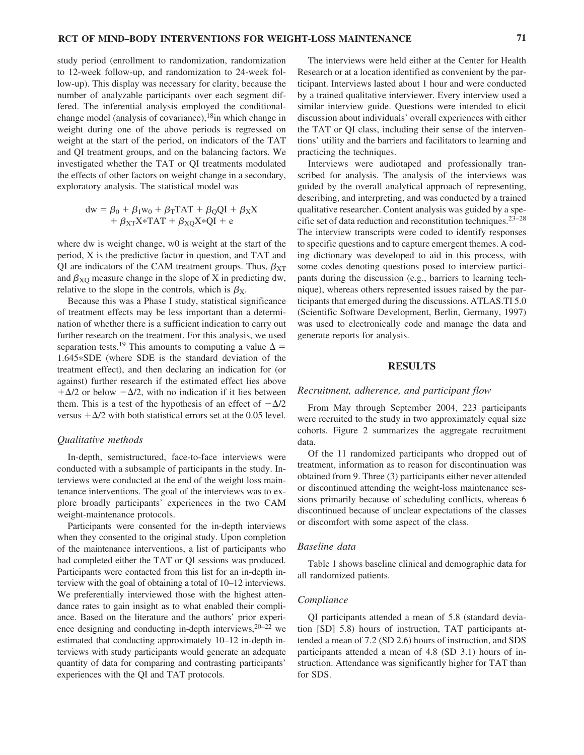study period (enrollment to randomization, randomization to 12-week follow-up, and randomization to 24-week follow-up). This display was necessary for clarity, because the number of analyzable participants over each segment differed. The inferential analysis employed the conditional-change model (analysis of covariance),[18]in which change in weight during one of the above periods is regressed on weight at the start of the period, on indicators of the TAT and QI treatment groups, and on the balancing factors. We investigated whether the TAT or QI treatments modulated the effects of other factors on weight change in a secondary, exploratory analysis. The statistical model was

$$\mathrm{dw} = \beta_0 + \beta_1 \mathrm{w}_0 + \beta_T \mathrm{TAT} + \beta_Q \mathrm{QI} + \beta_X \mathrm{X} + \beta_{XT} \mathrm{X}*\mathrm{TAT} + \beta_{XQ} \mathrm{X}*\mathrm{QI} + \mathrm{e}$$

where dw is weight change, w0 is weight at the start of the period, X is the predictive factor in question, and TAT and QI are indicators of the CAM treatment groups. Thus, $\beta_{XT}$ and $\beta_{XQ}$ measure change in the slope of X in predicting dw, relative to the slope in the controls, which is $\beta_X$.

Because this was a Phase I study, statistical significance of treatment effects may be less important than a determination of whether there is a sufficient indication to carry out further research on the treatment. For this analysis, we used separation tests.[19] This amounts to computing a value $\Delta = 1.645*\mathrm{SDE}$ (where SDE is the standard deviation of the treatment effect), and then declaring an indication for (or against) further research if the estimated effect lies above $+\Delta/2$ or below $-\Delta/2$, with no indication if it lies between them. This is a test of the hypothesis of an effect of $-\Delta/2$ versus $+\Delta/2$ with both statistical errors set at the 0.05 level.

### *Qualitative methods*

In-depth, semistructured, face-to-face interviews were conducted with a subsample of participants in the study. Interviews were conducted at the end of the weight loss maintenance interventions. The goal of the interviews was to explore broadly participants' experiences in the two CAM weight-maintenance protocols.

Participants were consented for the in-depth interviews when they consented to the original study. Upon completion of the maintenance interventions, a list of participants who had completed either the TAT or QI sessions was produced. Participants were contacted from this list for an in-depth interview with the goal of obtaining a total of 10–12 interviews. We preferentially interviewed those with the highest attendance rates to gain insight as to what enabled their compliance. Based on the literature and the authors' prior experience designing and conducting in-depth interviews,[20–22] we estimated that conducting approximately 10–12 in-depth interviews with study participants would generate an adequate quantity of data for comparing and contrasting participants' experiences with the QI and TAT protocols.

The interviews were held either at the Center for Health Research or at a location identified as convenient by the participant. Interviews lasted about 1 hour and were conducted by a trained qualitative interviewer. Every interview used a similar interview guide. Questions were intended to elicit discussion about individuals' overall experiences with either the TAT or QI class, including their sense of the interventions' utility and the barriers and facilitators to learning and practicing the techniques.

Interviews were audiotaped and professionally transcribed for analysis. The analysis of the interviews was guided by the overall analytical approach of representing, describing, and interpreting, and was conducted by a trained qualitative researcher. Content analysis was guided by a specific set of data reduction and reconstitution techniques.[23–28] The interview transcripts were coded to identify responses to specific questions and to capture emergent themes. A coding dictionary was developed to aid in this process, with some codes denoting questions posed to interview participants during the discussion (e.g., barriers to learning technique), whereas others represented issues raised by the participants that emerged during the discussions. ATLAS.TI 5.0 (Scientific Software Development, Berlin, Germany, 1997) was used to electronically code and manage the data and generate reports for analysis.

## RESULTS

### *Recruitment, adherence, and participant flow*

From May through September 2004, 223 participants were recruited to the study in two approximately equal size cohorts. Figure 2 summarizes the aggregate recruitment data.

Of the 11 randomized participants who dropped out of treatment, information as to reason for discontinuation was obtained from 9. Three (3) participants either never attended or discontinued attending the weight-loss maintenance sessions primarily because of scheduling conflicts, whereas 6 discontinued because of unclear expectations of the classes or discomfort with some aspect of the class.

### *Baseline data*

Table 1 shows baseline clinical and demographic data for all randomized patients.

### *Compliance*

QI participants attended a mean of 5.8 (standard deviation [SD] 5.8) hours of instruction, TAT participants attended a mean of 7.2 (SD 2.6) hours of instruction, and SDS participants attended a mean of 4.8 (SD 3.1) hours of instruction. Attendance was significantly higher for TAT than for SDS.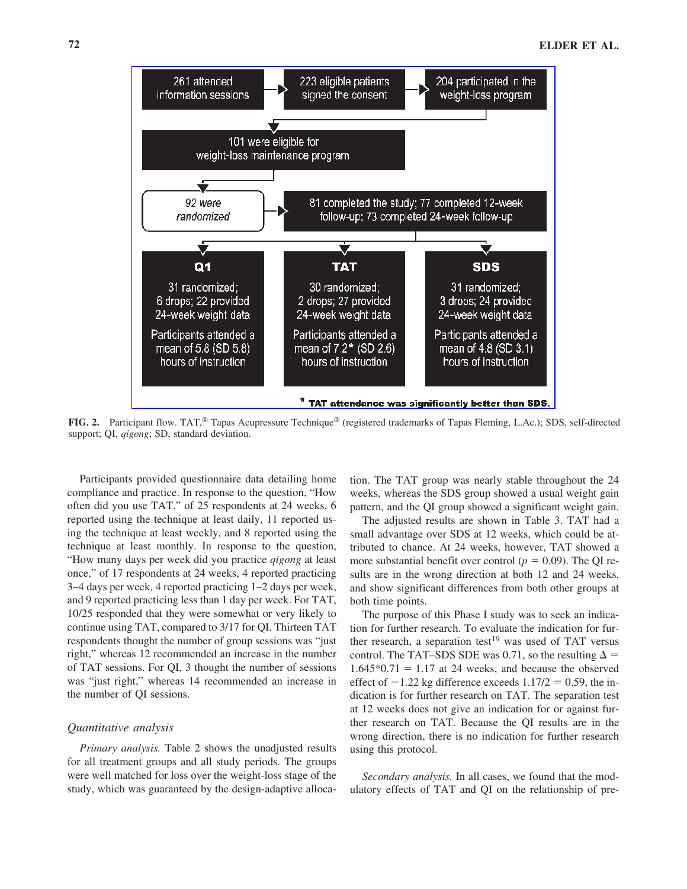261 attended information sessions → 223 eligible patients signed the consent → 204 participated in the weight-loss program

101 were eligible for weight-loss maintenance program

*92 were randomized* → 81 completed the study; 77 completed 12-week follow-up; 73 completed 24-week follow-up

| Q1 | TAT | SDS |
|---|---|---|
| 31 randomized; 6 drops; 22 provided 24-week weight data | 30 randomized; 2 drops; 27 provided 24-week weight data | 31 randomized; 3 drops; 24 provided 24-week weight data |
| Participants attended a mean of 5.8 (SD 5.8) hours of instruction | Participants attended a mean of 7.2* (SD 2.6) hours of instruction | Participants attended a mean of 4.8 (SD 3.1) hours of instruction |

**\* TAT attendance was significantly better than SDS.**

**FIG. 2.** Participant flow. TAT,® Tapas Acupressure Technique® (registered trademarks of Tapas Fleming, L.Ac.); SDS, self-directed support; QI, *qigong*; SD, standard deviation.

Participants provided questionnaire data detailing home compliance and practice. In response to the question, "How often did you use TAT," of 25 respondents at 24 weeks, 6 reported using the technique at least daily, 11 reported using the technique at least weekly, and 8 reported using the technique at least monthly. In response to the question, "How many days per week did you practice *qigong* at least once," of 17 respondents at 24 weeks, 4 reported practicing 3–4 days per week, 4 reported practicing 1–2 days per week, and 9 reported practicing less than 1 day per week. For TAT, 10/25 responded that they were somewhat or very likely to continue using TAT, compared to 3/17 for QI. Thirteen TAT respondents thought the number of group sessions was "just right," whereas 12 recommended an increase in the number of TAT sessions. For QI, 3 thought the number of sessions was "just right," whereas 14 recommended an increase in the number of QI sessions.

### *Quantitative analysis*

*Primary analysis.* Table 2 shows the unadjusted results for all treatment groups and all study periods. The groups were well matched for loss over the weight-loss stage of the study, which was guaranteed by the design-adaptive allocation. The TAT group was nearly stable throughout the 24 weeks, whereas the SDS group showed a usual weight gain pattern, and the QI group showed a significant weight gain.

The adjusted results are shown in Table 3. TAT had a small advantage over SDS at 12 weeks, which could be attributed to chance. At 24 weeks, however, TAT showed a more substantial benefit over control ($p = 0.09$). The QI results are in the wrong direction at both 12 and 24 weeks, and show significant differences from both other groups at both time points.

The purpose of this Phase I study was to seek an indication for further research. To evaluate the indication for further research, a separation test[19] was used of TAT versus control. The TAT–SDS SDE was 0.71, so the resulting $\Delta = 1.645*0.71 = 1.17$ at 24 weeks, and because the observed effect of $-1.22$ kg difference exceeds $1.17/2 = 0.59$, the indication is for further research on TAT. The separation test at 12 weeks does not give an indication for or against further research on TAT. Because the QI results are in the wrong direction, there is no indication for further research using this protocol.

*Secondary analysis.* In all cases, we found that the modulatory effects of TAT and QI on the relationship of pre-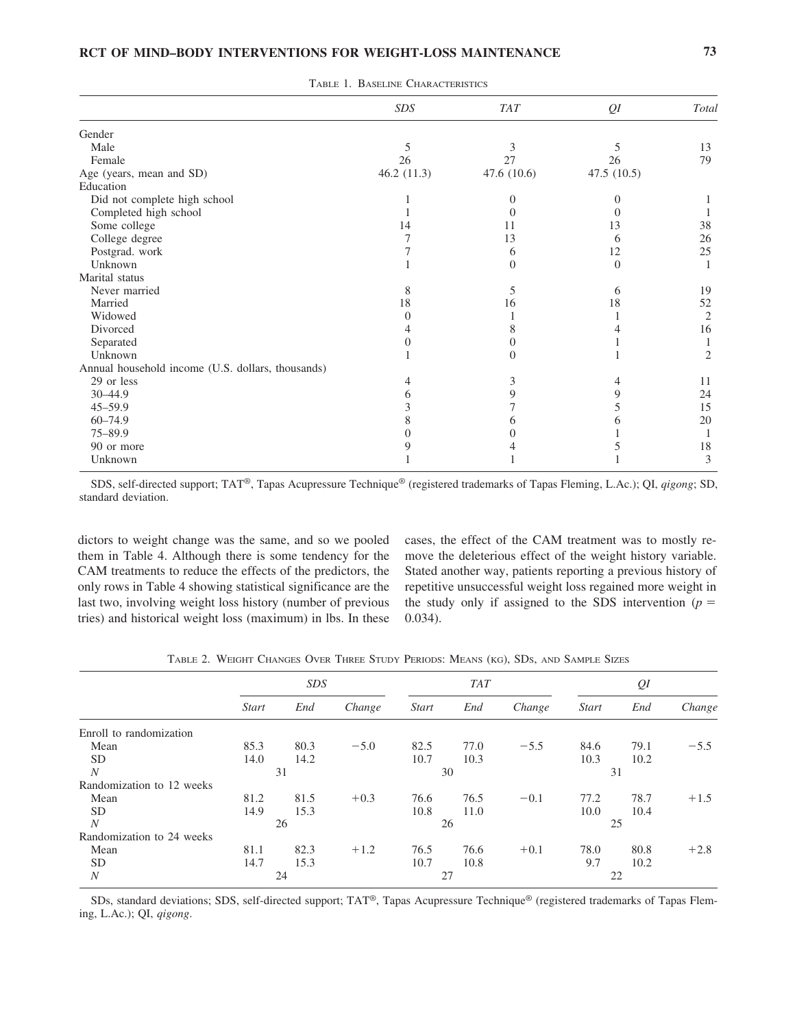Table 1. Baseline Characteristics

| | SDS | TAT | QI | Total |
|---|---|---|---|---|
| Gender | | | | |
| Male | 5 | 3 | 5 | 13 |
| Female | 26 | 27 | 26 | 79 |
| Age (years, mean and SD) | 46.2 (11.3) | 47.6 (10.6) | 47.5 (10.5) | |
| Education | | | | |
| Did not complete high school | 1 | 0 | 0 | 1 |
| Completed high school | 1 | 0 | 0 | 1 |
| Some college | 14 | 11 | 13 | 38 |
| College degree | 7 | 13 | 6 | 26 |
| Postgrad. work | 7 | 6 | 12 | 25 |
| Unknown | 1 | 0 | 0 | 1 |
| Marital status | | | | |
| Never married | 8 | 5 | 6 | 19 |
| Married | 18 | 16 | 18 | 52 |
| Widowed | 0 | 1 | 1 | 2 |
| Divorced | 4 | 8 | 4 | 16 |
| Separated | 0 | 0 | 1 | 1 |
| Unknown | 1 | 0 | 1 | 2 |
| Annual household income (U.S. dollars, thousands) | | | | |
| 29 or less | 4 | 3 | 4 | 11 |
| 30–44.9 | 6 | 9 | 9 | 24 |
| 45–59.9 | 3 | 7 | 5 | 15 |
| 60–74.9 | 8 | 6 | 6 | 20 |
| 75–89.9 | 0 | 0 | 1 | 1 |
| 90 or more | 9 | 4 | 5 | 18 |
| Unknown | 1 | 1 | 1 | 3 |

SDS, self-directed support; TAT®, Tapas Acupressure Technique® (registered trademarks of Tapas Fleming, L.Ac.); QI, *qigong*; SD, standard deviation.

dictors to weight change was the same, and so we pooled them in Table 4. Although there is some tendency for the CAM treatments to reduce the effects of the predictors, the only rows in Table 4 showing statistical significance are the last two, involving weight loss history (number of previous tries) and historical weight loss (maximum) in lbs. In these cases, the effect of the CAM treatment was to mostly remove the deleterious effect of the weight history variable. Stated another way, patients reporting a previous history of repetitive unsuccessful weight loss regained more weight in the study only if assigned to the SDS intervention ($p = 0.034$).

Table 2. Weight Changes Over Three Study Periods: Means (kg), SDs, and Sample Sizes

| | SDS | | | TAT | | | QI | | |
|---|---|---|---|---|---|---|---|---|---|
| | Start | End | Change | Start | End | Change | Start | End | Change |
| Enroll to randomization | | | | | | | | | |
| Mean | 85.3 | 80.3 | −5.0 | 82.5 | 77.0 | −5.5 | 84.6 | 79.1 | −5.5 |
| SD | 14.0 | 14.2 | | 10.7 | 10.3 | | 10.3 | 10.2 | |
| *N* | 31 | | | 30 | | | 31 | | |
| Randomization to 12 weeks | | | | | | | | | |
| Mean | 81.2 | 81.5 | +0.3 | 76.6 | 76.5 | −0.1 | 77.2 | 78.7 | +1.5 |
| SD | 14.9 | 15.3 | | 10.8 | 11.0 | | 10.0 | 10.4 | |
| *N* | 26 | | | 26 | | | 25 | | |
| Randomization to 24 weeks | | | | | | | | | |
| Mean | 81.1 | 82.3 | +1.2 | 76.5 | 76.6 | +0.1 | 78.0 | 80.8 | +2.8 |
| SD | 14.7 | 15.3 | | 10.7 | 10.8 | | 9.7 | 10.2 | |
| *N* | 24 | | | 27 | | | 22 | | |

SDs, standard deviations; SDS, self-directed support; TAT®, Tapas Acupressure Technique® (registered trademarks of Tapas Fleming, L.Ac.); QI, *qigong*.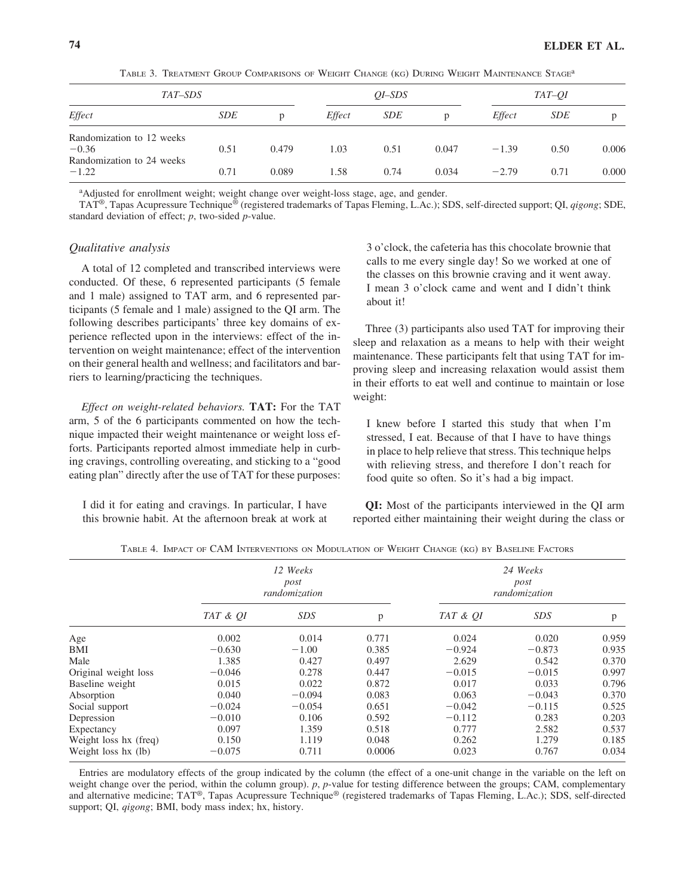Table 3. Treatment Group Comparisons of Weight Change (kg) During Weight Maintenance Stage[a]

| TAT–SDS | | | QI–SDS | | | TAT–QI | | |
|---|---|---|---|---|---|---|---|---|
| *Effect* | *SDE* | p | *Effect* | *SDE* | p | *Effect* | *SDE* | p |
| Randomization to 12 weeks | | | | | | | | |
| −0.36 | 0.51 | 0.479 | 1.03 | 0.51 | 0.047 | −1.39 | 0.50 | 0.006 |
| Randomization to 24 weeks | | | | | | | | |
| −1.22 | 0.71 | 0.089 | 1.58 | 0.74 | 0.034 | −2.79 | 0.71 | 0.000 |

[a]Adjusted for enrollment weight; weight change over weight-loss stage, age, and gender.

TAT®, Tapas Acupressure Technique® (registered trademarks of Tapas Fleming, L.Ac.); SDS, self-directed support; QI, *qigong*; SDE, standard deviation of effect; *p*, two-sided *p*-value.

### *Qualitative analysis*

A total of 12 completed and transcribed interviews were conducted. Of these, 6 represented participants (5 female and 1 male) assigned to TAT arm, and 6 represented participants (5 female and 1 male) assigned to the QI arm. The following describes participants' three key domains of experience reflected upon in the interviews: effect of the intervention on weight maintenance; effect of the intervention on their general health and wellness; and facilitators and barriers to learning/practicing the techniques.

*Effect on weight-related behaviors.* **TAT:** For the TAT arm, 5 of the 6 participants commented on how the technique impacted their weight maintenance or weight loss efforts. Participants reported almost immediate help in curbing cravings, controlling overeating, and sticking to a "good eating plan" directly after the use of TAT for these purposes:

> I did it for eating and cravings. In particular, I have this brownie habit. At the afternoon break at work at 3 o'clock, the cafeteria has this chocolate brownie that calls to me every single day! So we worked at one of the classes on this brownie craving and it went away. I mean 3 o'clock came and went and I didn't think about it!

Three (3) participants also used TAT for improving their sleep and relaxation as a means to help with their weight maintenance. These participants felt that using TAT for improving sleep and increasing relaxation would assist them in their efforts to eat well and continue to maintain or lose weight:

> I knew before I started this study that when I'm stressed, I eat. Because of that I have to have things in place to help relieve that stress. This technique helps with relieving stress, and therefore I don't reach for food quite so often. So it's had a big impact.

**QI:** Most of the participants interviewed in the QI arm reported either maintaining their weight during the class or

Table 4. Impact of CAM Interventions on Modulation of Weight Change (kg) by Baseline Factors

| | 12 Weeks post randomization | | | 24 Weeks post randomization | | |
|---|---|---|---|---|---|---|
| | *TAT & QI* | *SDS* | p | *TAT & QI* | *SDS* | p |
| Age | 0.002 | 0.014 | 0.771 | 0.024 | 0.020 | 0.959 |
| BMI | −0.630 | −1.00 | 0.385 | −0.924 | −0.873 | 0.935 |
| Male | 1.385 | 0.427 | 0.497 | 2.629 | 0.542 | 0.370 |
| Original weight loss | −0.046 | 0.278 | 0.447 | −0.015 | −0.015 | 0.997 |
| Baseline weight | 0.015 | 0.022 | 0.872 | 0.017 | 0.033 | 0.796 |
| Absorption | 0.040 | −0.094 | 0.083 | 0.063 | −0.043 | 0.370 |
| Social support | −0.024 | −0.054 | 0.651 | −0.042 | −0.115 | 0.525 |
| Depression | −0.010 | 0.106 | 0.592 | −0.112 | 0.283 | 0.203 |
| Expectancy | 0.097 | 1.359 | 0.518 | 0.777 | 2.582 | 0.537 |
| Weight loss hx (freq) | 0.150 | 1.119 | 0.048 | 0.262 | 1.279 | 0.185 |
| Weight loss hx (lb) | −0.075 | 0.711 | 0.0006 | 0.023 | 0.767 | 0.034 |

Entries are modulatory effects of the group indicated by the column (the effect of a one-unit change in the variable on the left on weight change over the period, within the column group). *p*, *p*-value for testing difference between the groups; CAM, complementary and alternative medicine; TAT®, Tapas Acupressure Technique® (registered trademarks of Tapas Fleming, L.Ac.); SDS, self-directed support; QI, *qigong*; BMI, body mass index; hx, history.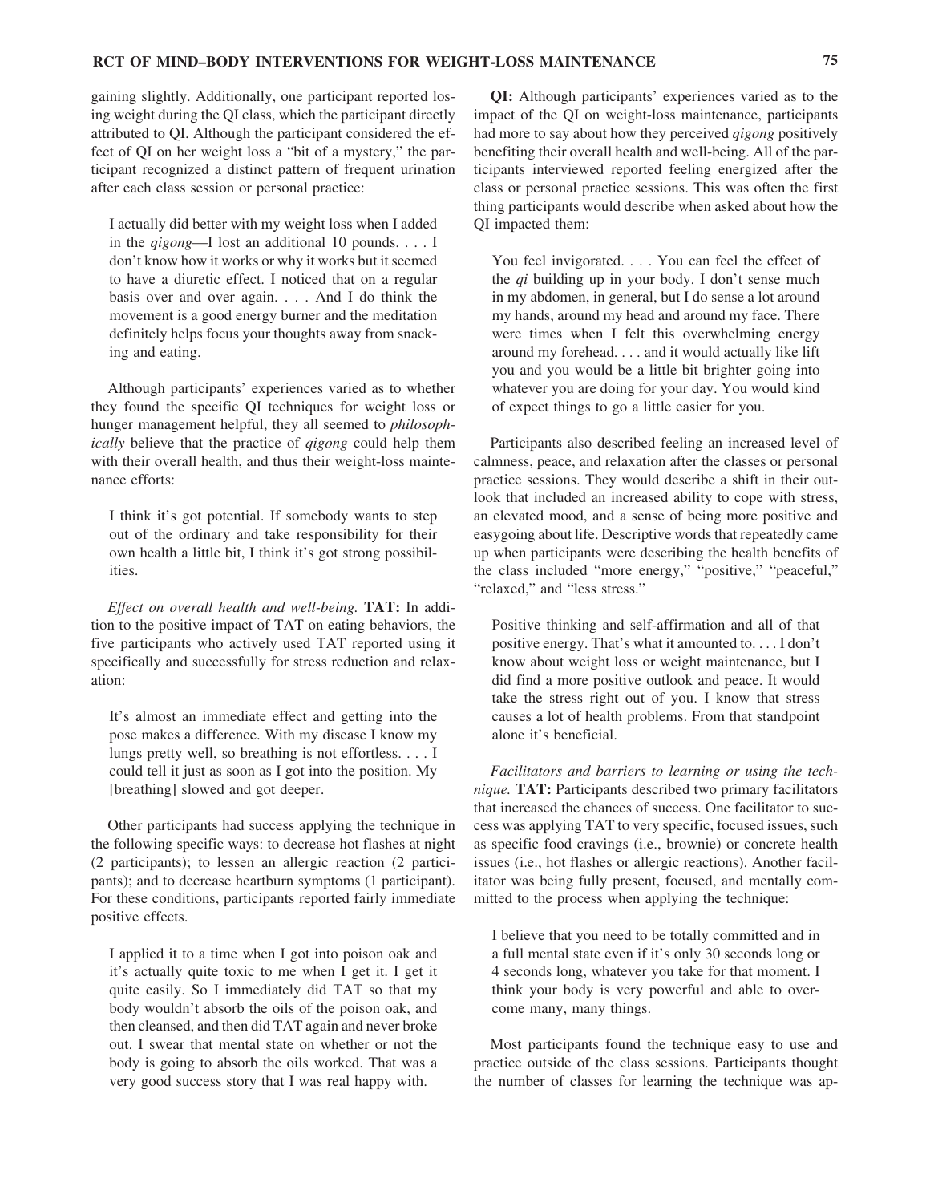gaining slightly. Additionally, one participant reported losing weight during the QI class, which the participant directly attributed to QI. Although the participant considered the effect of QI on her weight loss a "bit of a mystery," the participant recognized a distinct pattern of frequent urination after each class session or personal practice:

> I actually did better with my weight loss when I added in the *qigong*—I lost an additional 10 pounds. . . . I don't know how it works or why it works but it seemed to have a diuretic effect. I noticed that on a regular basis over and over again. . . . And I do think the movement is a good energy burner and the meditation definitely helps focus your thoughts away from snacking and eating.

Although participants' experiences varied as to whether they found the specific QI techniques for weight loss or hunger management helpful, they all seemed to *philosophically* believe that the practice of *qigong* could help them with their overall health, and thus their weight-loss maintenance efforts:

> I think it's got potential. If somebody wants to step out of the ordinary and take responsibility for their own health a little bit, I think it's got strong possibilities.

*Effect on overall health and well-being.* **TAT:** In addition to the positive impact of TAT on eating behaviors, the five participants who actively used TAT reported using it specifically and successfully for stress reduction and relaxation:

> It's almost an immediate effect and getting into the pose makes a difference. With my disease I know my lungs pretty well, so breathing is not effortless. . . . I could tell it just as soon as I got into the position. My [breathing] slowed and got deeper.

Other participants had success applying the technique in the following specific ways: to decrease hot flashes at night (2 participants); to lessen an allergic reaction (2 participants); and to decrease heartburn symptoms (1 participant). For these conditions, participants reported fairly immediate positive effects.

> I applied it to a time when I got into poison oak and it's actually quite toxic to me when I get it. I get it quite easily. So I immediately did TAT so that my body wouldn't absorb the oils of the poison oak, and then cleansed, and then did TAT again and never broke out. I swear that mental state on whether or not the body is going to absorb the oils worked. That was a very good success story that I was real happy with.

**QI:** Although participants' experiences varied as to the impact of the QI on weight-loss maintenance, participants had more to say about how they perceived *qigong* positively benefiting their overall health and well-being. All of the participants interviewed reported feeling energized after the class or personal practice sessions. This was often the first thing participants would describe when asked about how the QI impacted them:

> You feel invigorated. . . . You can feel the effect of the *qi* building up in your body. I don't sense much in my abdomen, in general, but I do sense a lot around my hands, around my head and around my face. There were times when I felt this overwhelming energy around my forehead. . . . and it would actually like lift you and you would be a little bit brighter going into whatever you are doing for your day. You would kind of expect things to go a little easier for you.

Participants also described feeling an increased level of calmness, peace, and relaxation after the classes or personal practice sessions. They would describe a shift in their outlook that included an increased ability to cope with stress, an elevated mood, and a sense of being more positive and easygoing about life. Descriptive words that repeatedly came up when participants were describing the health benefits of the class included "more energy," "positive," "peaceful," "relaxed," and "less stress."

> Positive thinking and self-affirmation and all of that positive energy. That's what it amounted to. . . . I don't know about weight loss or weight maintenance, but I did find a more positive outlook and peace. It would take the stress right out of you. I know that stress causes a lot of health problems. From that standpoint alone it's beneficial.

*Facilitators and barriers to learning or using the technique.* **TAT:** Participants described two primary facilitators that increased the chances of success. One facilitator to success was applying TAT to very specific, focused issues, such as specific food cravings (i.e., brownie) or concrete health issues (i.e., hot flashes or allergic reactions). Another facilitator was being fully present, focused, and mentally committed to the process when applying the technique:

> I believe that you need to be totally committed and in a full mental state even if it's only 30 seconds long or 4 seconds long, whatever you take for that moment. I think your body is very powerful and able to overcome many, many things.

Most participants found the technique easy to use and practice outside of the class sessions. Participants thought the number of classes for learning the technique was ap-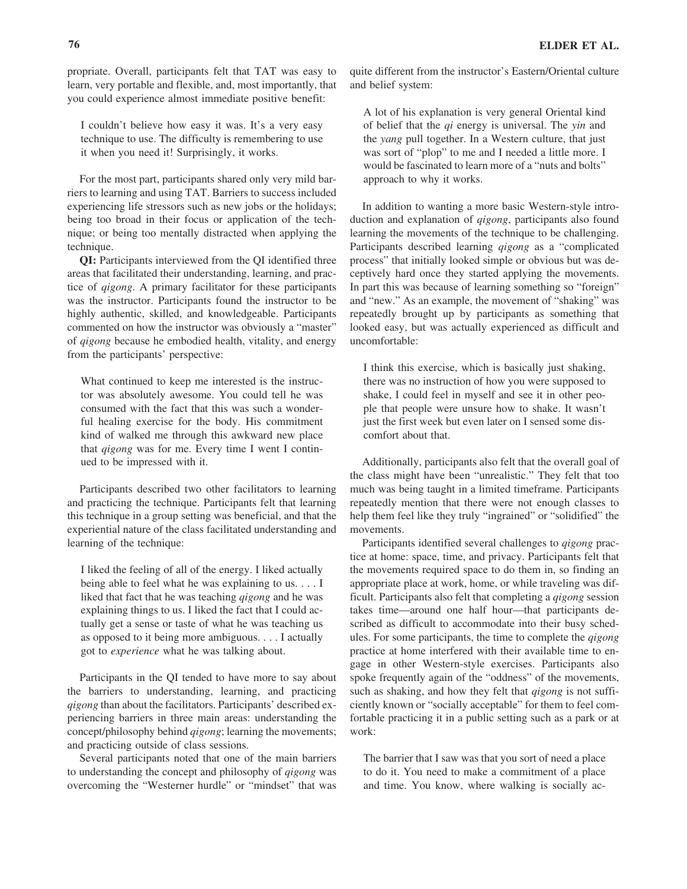propriate. Overall, participants felt that TAT was easy to learn, very portable and flexible, and, most importantly, that you could experience almost immediate positive benefit:

> I couldn't believe how easy it was. It's a very easy technique to use. The difficulty is remembering to use it when you need it! Surprisingly, it works.

For the most part, participants shared only very mild barriers to learning and using TAT. Barriers to success included experiencing life stressors such as new jobs or the holidays; being too broad in their focus or application of the technique; or being too mentally distracted when applying the technique.

**QI:** Participants interviewed from the QI identified three areas that facilitated their understanding, learning, and practice of *qigong*. A primary facilitator for these participants was the instructor. Participants found the instructor to be highly authentic, skilled, and knowledgeable. Participants commented on how the instructor was obviously a "master" of *qigong* because he embodied health, vitality, and energy from the participants' perspective:

> What continued to keep me interested is the instructor was absolutely awesome. You could tell he was consumed with the fact that this was such a wonderful healing exercise for the body. His commitment kind of walked me through this awkward new place that *qigong* was for me. Every time I went I continued to be impressed with it.

Participants described two other facilitators to learning and practicing the technique. Participants felt that learning this technique in a group setting was beneficial, and that the experiential nature of the class facilitated understanding and learning of the technique:

> I liked the feeling of all of the energy. I liked actually being able to feel what he was explaining to us. . . . I liked that fact that he was teaching *qigong* and he was explaining things to us. I liked the fact that I could actually get a sense or taste of what he was teaching us as opposed to it being more ambiguous. . . . I actually got to *experience* what he was talking about.

Participants in the QI tended to have more to say about the barriers to understanding, learning, and practicing *qigong* than about the facilitators. Participants' described experiencing barriers in three main areas: understanding the concept/philosophy behind *qigong*; learning the movements; and practicing outside of class sessions.

Several participants noted that one of the main barriers to understanding the concept and philosophy of *qigong* was overcoming the "Westerner hurdle" or "mindset" that was quite different from the instructor's Eastern/Oriental culture and belief system:

> A lot of his explanation is very general Oriental kind of belief that the *qi* energy is universal. The *yin* and the *yang* pull together. In a Western culture, that just was sort of "plop" to me and I needed a little more. I would be fascinated to learn more of a "nuts and bolts" approach to why it works.

In addition to wanting a more basic Western-style introduction and explanation of *qigong*, participants also found learning the movements of the technique to be challenging. Participants described learning *qigong* as a "complicated process" that initially looked simple or obvious but was deceptively hard once they started applying the movements. In part this was because of learning something so "foreign" and "new." As an example, the movement of "shaking" was repeatedly brought up by participants as something that looked easy, but was actually experienced as difficult and uncomfortable:

> I think this exercise, which is basically just shaking, there was no instruction of how you were supposed to shake, I could feel in myself and see it in other people that people were unsure how to shake. It wasn't just the first week but even later on I sensed some discomfort about that.

Additionally, participants also felt that the overall goal of the class might have been "unrealistic." They felt that too much was being taught in a limited timeframe. Participants repeatedly mention that there were not enough classes to help them feel like they truly "ingrained" or "solidified" the movements.

Participants identified several challenges to *qigong* practice at home: space, time, and privacy. Participants felt that the movements required space to do them in, so finding an appropriate place at work, home, or while traveling was difficult. Participants also felt that completing a *qigong* session takes time—around one half hour—that participants described as difficult to accommodate into their busy schedules. For some participants, the time to complete the *qigong* practice at home interfered with their available time to engage in other Western-style exercises. Participants also spoke frequently again of the "oddness" of the movements, such as shaking, and how they felt that *qigong* is not sufficiently known or "socially acceptable" for them to feel comfortable practicing it in a public setting such as a park or at work:

> The barrier that I saw was that you sort of need a place to do it. You need to make a commitment of a place and time. You know, where walking is socially ac-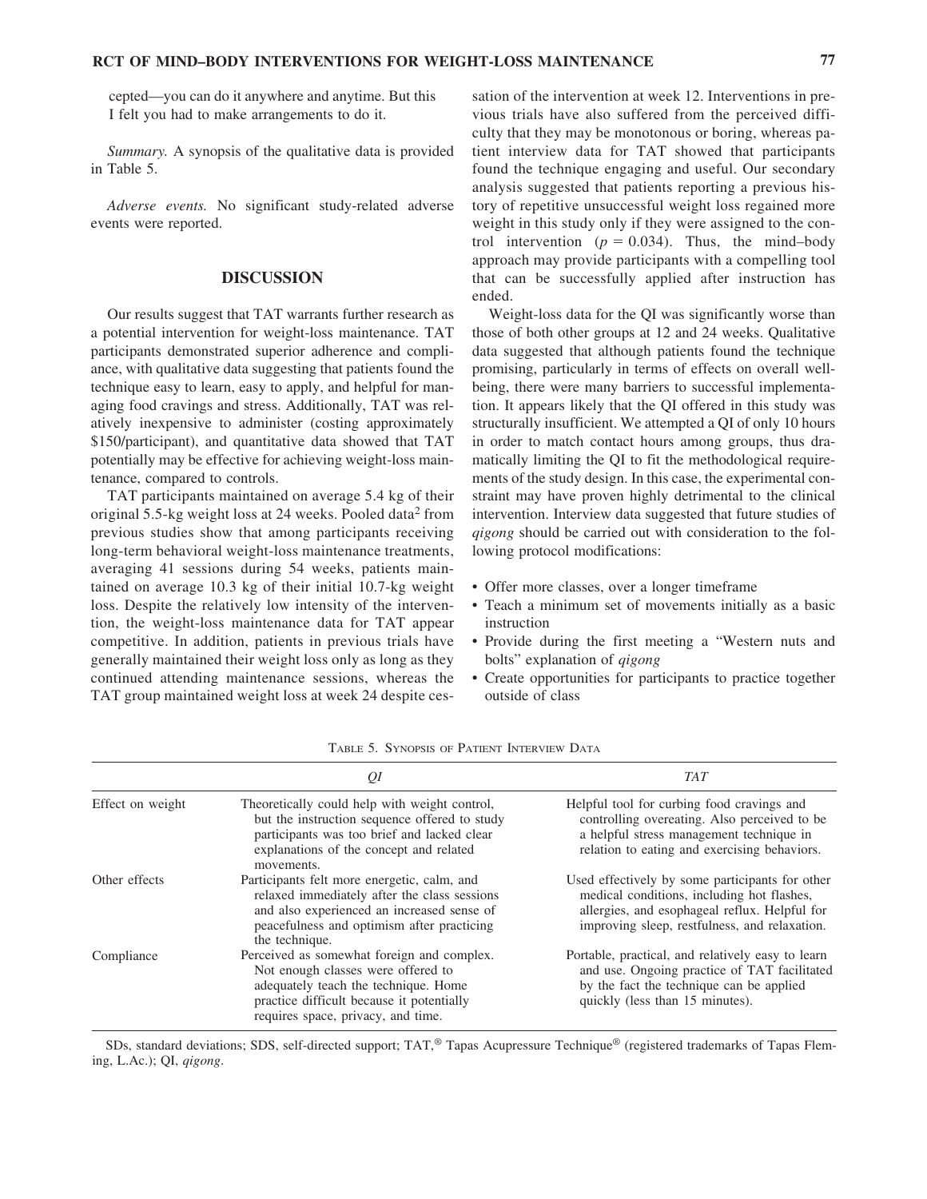cepted—you can do it anywhere and anytime. But this I felt you had to make arrangements to do it.

*Summary.* A synopsis of the qualitative data is provided in Table 5.

*Adverse events.* No significant study-related adverse events were reported.

## DISCUSSION

Our results suggest that TAT warrants further research as a potential intervention for weight-loss maintenance. TAT participants demonstrated superior adherence and compliance, with qualitative data suggesting that patients found the technique easy to learn, easy to apply, and helpful for managing food cravings and stress. Additionally, TAT was relatively inexpensive to administer (costing approximately \$150/participant), and quantitative data showed that TAT potentially may be effective for achieving weight-loss maintenance, compared to controls.

TAT participants maintained on average 5.4 kg of their original 5.5-kg weight loss at 24 weeks. Pooled data[2] from previous studies show that among participants receiving long-term behavioral weight-loss maintenance treatments, averaging 41 sessions during 54 weeks, patients maintained on average 10.3 kg of their initial 10.7-kg weight loss. Despite the relatively low intensity of the intervention, the weight-loss maintenance data for TAT appear competitive. In addition, patients in previous trials have generally maintained their weight loss only as long as they continued attending maintenance sessions, whereas the TAT group maintained weight loss at week 24 despite cessation of the intervention at week 12. Interventions in previous trials have also suffered from the perceived difficulty that they may be monotonous or boring, whereas patient interview data for TAT showed that participants found the technique engaging and useful. Our secondary analysis suggested that patients reporting a previous history of repetitive unsuccessful weight loss regained more weight in this study only if they were assigned to the control intervention ($p = 0.034$). Thus, the mind–body approach may provide participants with a compelling tool that can be successfully applied after instruction has ended.

Weight-loss data for the QI was significantly worse than those of both other groups at 12 and 24 weeks. Qualitative data suggested that although patients found the technique promising, particularly in terms of effects on overall well-being, there were many barriers to successful implementation. It appears likely that the QI offered in this study was structurally insufficient. We attempted a QI of only 10 hours in order to match contact hours among groups, thus dramatically limiting the QI to fit the methodological requirements of the study design. In this case, the experimental constraint may have proven highly detrimental to the clinical intervention. Interview data suggested that future studies of *qigong* should be carried out with consideration to the following protocol modifications:

- Offer more classes, over a longer timeframe
- Teach a minimum set of movements initially as a basic instruction
- Provide during the first meeting a “Western nuts and bolts” explanation of *qigong*
- Create opportunities for participants to practice together outside of class

Table 5. Synopsis of Patient Interview Data

| | *QI* | *TAT* |
|---|---|---|
| Effect on weight | Theoretically could help with weight control, but the instruction sequence offered to study participants was too brief and lacked clear explanations of the concept and related movements. | Helpful tool for curbing food cravings and controlling overeating. Also perceived to be a helpful stress management technique in relation to eating and exercising behaviors. |
| Other effects | Participants felt more energetic, calm, and relaxed immediately after the class sessions and also experienced an increased sense of peacefulness and optimism after practicing the technique. | Used effectively by some participants for other medical conditions, including hot flashes, allergies, and esophageal reflux. Helpful for improving sleep, restfulness, and relaxation. |
| Compliance | Perceived as somewhat foreign and complex. Not enough classes were offered to adequately teach the technique. Home practice difficult because it potentially requires space, privacy, and time. | Portable, practical, and relatively easy to learn and use. Ongoing practice of TAT facilitated by the fact the technique can be applied quickly (less than 15 minutes). |

SDs, standard deviations; SDS, self-directed support; TAT,® Tapas Acupressure Technique® (registered trademarks of Tapas Fleming, L.Ac.); QI, *qigong*.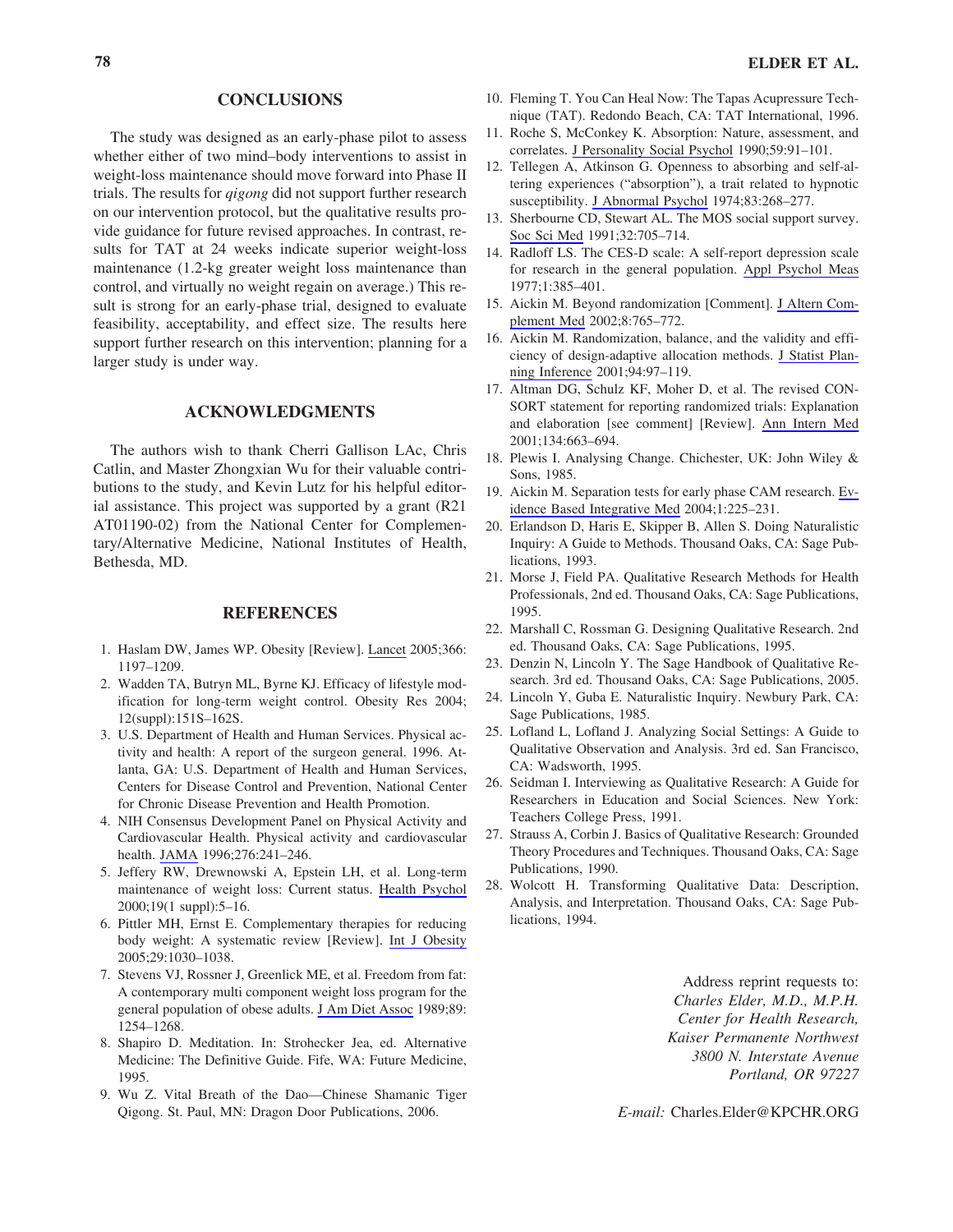## CONCLUSIONS

The study was designed as an early-phase pilot to assess whether either of two mind–body interventions to assist in weight-loss maintenance should move forward into Phase II trials. The results for *qigong* did not support further research on our intervention protocol, but the qualitative results provide guidance for future revised approaches. In contrast, results for TAT at 24 weeks indicate superior weight-loss maintenance (1.2-kg greater weight loss maintenance than control, and virtually no weight regain on average.) This result is strong for an early-phase trial, designed to evaluate feasibility, acceptability, and effect size. The results here support further research on this intervention; planning for a larger study is under way.

## ACKNOWLEDGMENTS

The authors wish to thank Cherri Gallison LAc, Chris Catlin, and Master Zhongxian Wu for their valuable contributions to the study, and Kevin Lutz for his helpful editorial assistance. This project was supported by a grant (R21 AT01190-02) from the National Center for Complementary/Alternative Medicine, National Institutes of Health, Bethesda, MD.

## REFERENCES

1. Haslam DW, James WP. Obesity [Review]. Lancet 2005;366: 1197–1209.
2. Wadden TA, Butryn ML, Byrne KJ. Efficacy of lifestyle modification for long-term weight control. Obesity Res 2004; 12(suppl):151S–162S.
3. U.S. Department of Health and Human Services. Physical activity and health: A report of the surgeon general. 1996. Atlanta, GA: U.S. Department of Health and Human Services, Centers for Disease Control and Prevention, National Center for Chronic Disease Prevention and Health Promotion.
4. NIH Consensus Development Panel on Physical Activity and Cardiovascular Health. Physical activity and cardiovascular health. JAMA 1996;276:241–246.
5. Jeffery RW, Drewnowski A, Epstein LH, et al. Long-term maintenance of weight loss: Current status. Health Psychol 2000;19(1 suppl):5–16.
6. Pittler MH, Ernst E. Complementary therapies for reducing body weight: A systematic review [Review]. Int J Obesity 2005;29:1030–1038.
7. Stevens VJ, Rossner J, Greenlick ME, et al. Freedom from fat: A contemporary multi component weight loss program for the general population of obese adults. J Am Diet Assoc 1989;89: 1254–1268.
8. Shapiro D. Meditation. In: Strohecker Jea, ed. Alternative Medicine: The Definitive Guide. Fife, WA: Future Medicine, 1995.
9. Wu Z. Vital Breath of the Dao—Chinese Shamanic Tiger Qigong. St. Paul, MN: Dragon Door Publications, 2006.
10. Fleming T. You Can Heal Now: The Tapas Acupressure Technique (TAT). Redondo Beach, CA: TAT International, 1996.
11. Roche S, McConkey K. Absorption: Nature, assessment, and correlates. J Personality Social Psychol 1990;59:91–101.
12. Tellegen A, Atkinson G. Openness to absorbing and self-altering experiences ("absorption"), a trait related to hypnotic susceptibility. J Abnormal Psychol 1974;83:268–277.
13. Sherbourne CD, Stewart AL. The MOS social support survey. Soc Sci Med 1991;32:705–714.
14. Radloff LS. The CES-D scale: A self-report depression scale for research in the general population. Appl Psychol Meas 1977;1:385–401.
15. Aickin M. Beyond randomization [Comment]. J Altern Complement Med 2002;8:765–772.
16. Aickin M. Randomization, balance, and the validity and efficiency of design-adaptive allocation methods. J Statist Planning Inference 2001;94:97–119.
17. Altman DG, Schulz KF, Moher D, et al. The revised CONSORT statement for reporting randomized trials: Explanation and elaboration [see comment] [Review]. Ann Intern Med 2001;134:663–694.
18. Plewis I. Analysing Change. Chichester, UK: John Wiley & Sons, 1985.
19. Aickin M. Separation tests for early phase CAM research. Evidence Based Integrative Med 2004;1:225–231.
20. Erlandson D, Haris E, Skipper B, Allen S. Doing Naturalistic Inquiry: A Guide to Methods. Thousand Oaks, CA: Sage Publications, 1993.
21. Morse J, Field PA. Qualitative Research Methods for Health Professionals, 2nd ed. Thousand Oaks, CA: Sage Publications, 1995.
22. Marshall C, Rossman G. Designing Qualitative Research. 2nd ed. Thousand Oaks, CA: Sage Publications, 1995.
23. Denzin N, Lincoln Y. The Sage Handbook of Qualitative Research. 3rd ed. Thousand Oaks, CA: Sage Publications, 2005.
24. Lincoln Y, Guba E. Naturalistic Inquiry. Newbury Park, CA: Sage Publications, 1985.
25. Lofland L, Lofland J. Analyzing Social Settings: A Guide to Qualitative Observation and Analysis. 3rd ed. San Francisco, CA: Wadsworth, 1995.
26. Seidman I. Interviewing as Qualitative Research: A Guide for Researchers in Education and Social Sciences. New York: Teachers College Press, 1991.
27. Strauss A, Corbin J. Basics of Qualitative Research: Grounded Theory Procedures and Techniques. Thousand Oaks, CA: Sage Publications, 1990.
28. Wolcott H. Transforming Qualitative Data: Description, Analysis, and Interpretation. Thousand Oaks, CA: Sage Publications, 1994.

Address reprint requests to:
*Charles Elder, M.D., M.P.H.*
*Center for Health Research,*
*Kaiser Permanente Northwest*
*3800 N. Interstate Avenue*
*Portland, OR 97227*

*E-mail:* Charles.Elder@KPCHR.ORG